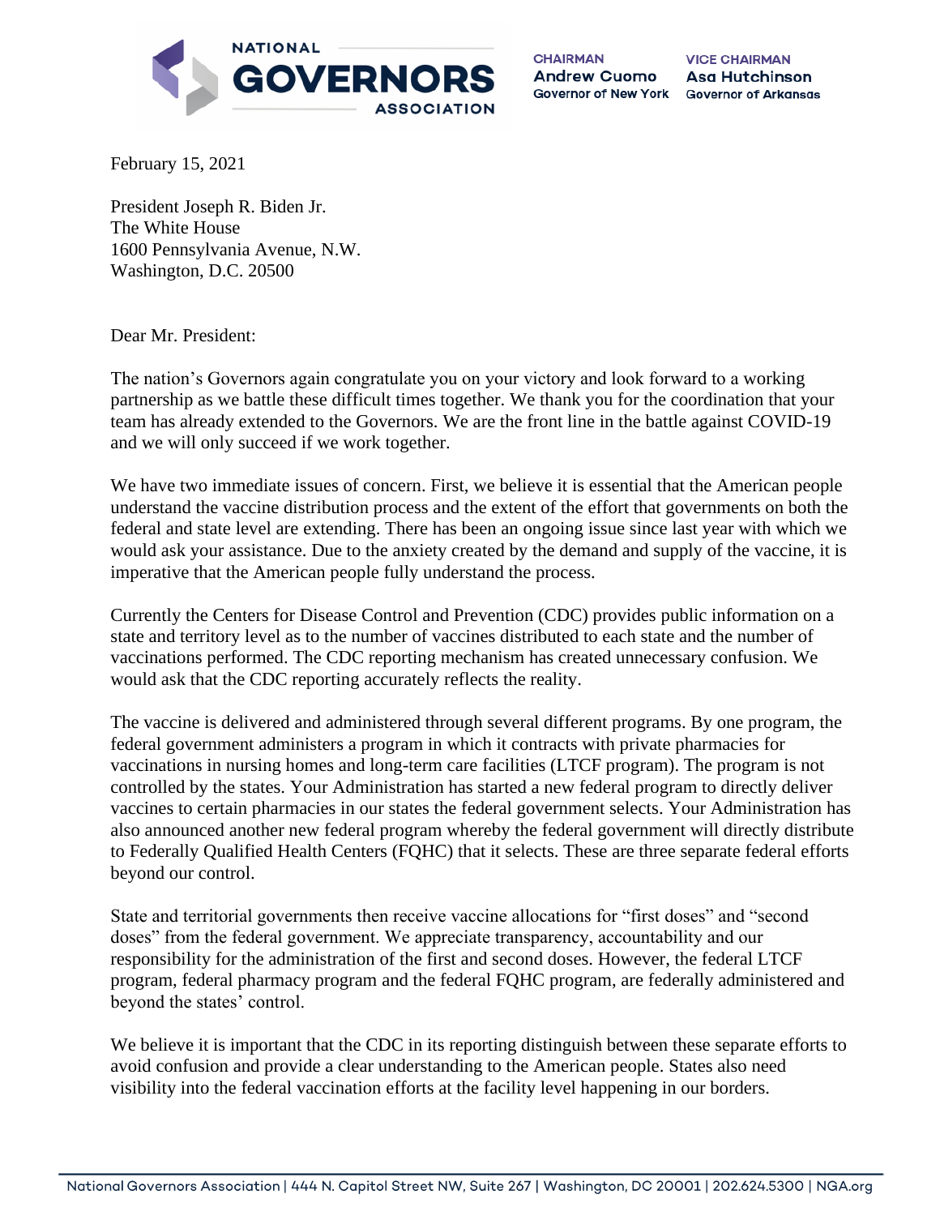**NATIONAL GOVERNORS ASSOCIATION**

CHAIRMAN
Andrew Cuomo
Governor of New York

VICE CHAIRMAN
Asa Hutchinson
Governor of Arkansas

February 15, 2021

President Joseph R. Biden Jr.
The White House
1600 Pennsylvania Avenue, N.W.
Washington, D.C. 20500

Dear Mr. President:

The nation's Governors again congratulate you on your victory and look forward to a working partnership as we battle these difficult times together. We thank you for the coordination that your team has already extended to the Governors. We are the front line in the battle against COVID-19 and we will only succeed if we work together.

We have two immediate issues of concern. First, we believe it is essential that the American people understand the vaccine distribution process and the extent of the effort that governments on both the federal and state level are extending. There has been an ongoing issue since last year with which we would ask your assistance. Due to the anxiety created by the demand and supply of the vaccine, it is imperative that the American people fully understand the process.

Currently the Centers for Disease Control and Prevention (CDC) provides public information on a state and territory level as to the number of vaccines distributed to each state and the number of vaccinations performed. The CDC reporting mechanism has created unnecessary confusion. We would ask that the CDC reporting accurately reflects the reality.

The vaccine is delivered and administered through several different programs. By one program, the federal government administers a program in which it contracts with private pharmacies for vaccinations in nursing homes and long-term care facilities (LTCF program). The program is not controlled by the states. Your Administration has started a new federal program to directly deliver vaccines to certain pharmacies in our states the federal government selects. Your Administration has also announced another new federal program whereby the federal government will directly distribute to Federally Qualified Health Centers (FQHC) that it selects. These are three separate federal efforts beyond our control.

State and territorial governments then receive vaccine allocations for "first doses" and "second doses" from the federal government. We appreciate transparency, accountability and our responsibility for the administration of the first and second doses. However, the federal LTCF program, federal pharmacy program and the federal FQHC program, are federally administered and beyond the states' control.

We believe it is important that the CDC in its reporting distinguish between these separate efforts to avoid confusion and provide a clear understanding to the American people. States also need visibility into the federal vaccination efforts at the facility level happening in our borders.

National Governors Association | 444 N. Capitol Street NW, Suite 267 | Washington, DC 20001 | 202.624.5300 | NGA.org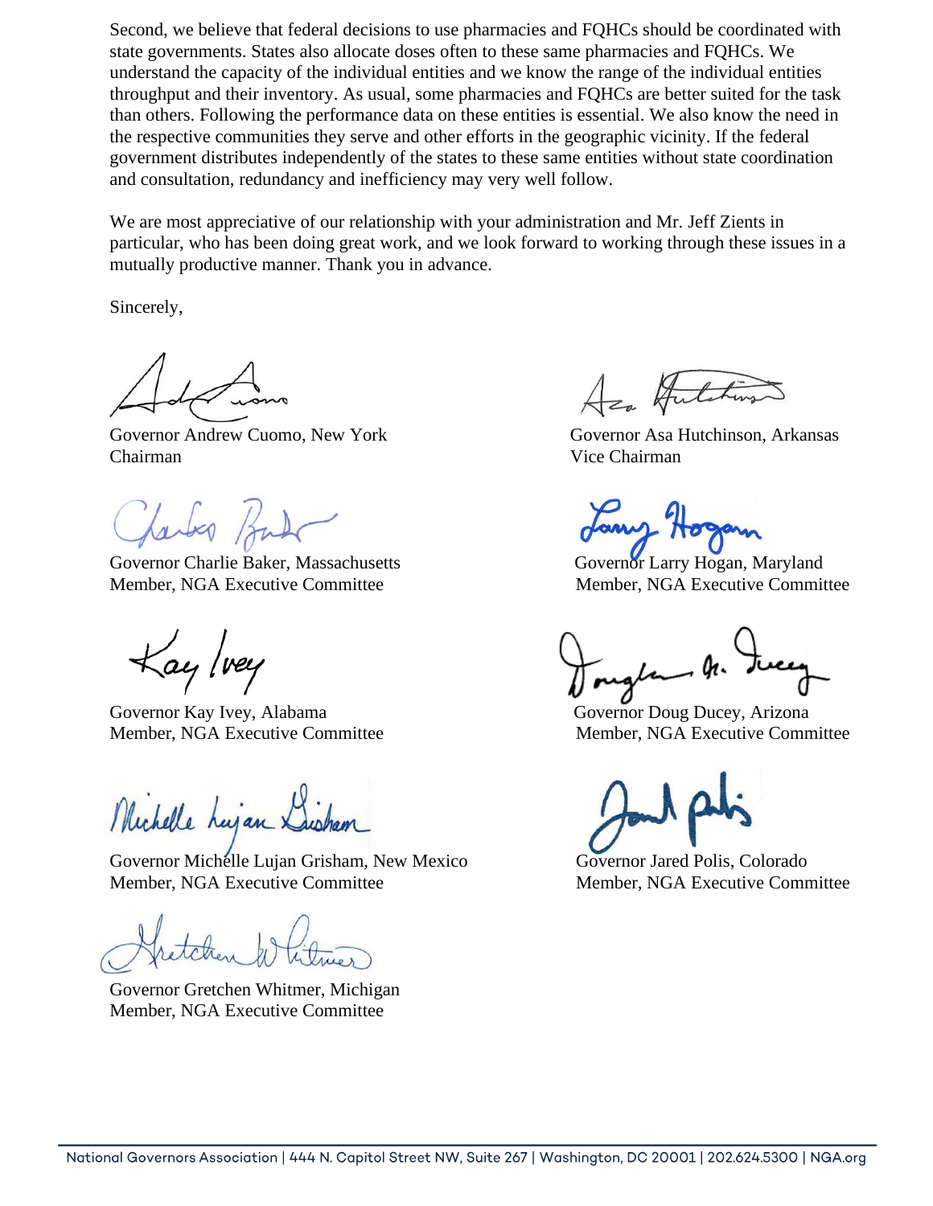Second, we believe that federal decisions to use pharmacies and FQHCs should be coordinated with state governments. States also allocate doses often to these same pharmacies and FQHCs. We understand the capacity of the individual entities and we know the range of the individual entities throughput and their inventory. As usual, some pharmacies and FQHCs are better suited for the task than others. Following the performance data on these entities is essential. We also know the need in the respective communities they serve and other efforts in the geographic vicinity. If the federal government distributes independently of the states to these same entities without state coordination and consultation, redundancy and inefficiency may very well follow.

We are most appreciative of our relationship with your administration and Mr. Jeff Zients in particular, who has been doing great work, and we look forward to working through these issues in a mutually productive manner. Thank you in advance.

Sincerely,

Governor Andrew Cuomo, New York
Chairman

Governor Asa Hutchinson, Arkansas
Vice Chairman

Governor Charlie Baker, Massachusetts
Member, NGA Executive Committee

Governor Larry Hogan, Maryland
Member, NGA Executive Committee

Governor Kay Ivey, Alabama
Member, NGA Executive Committee

Governor Doug Ducey, Arizona
Member, NGA Executive Committee

Governor Michelle Lujan Grisham, New Mexico
Member, NGA Executive Committee

Governor Jared Polis, Colorado
Member, NGA Executive Committee

Governor Gretchen Whitmer, Michigan
Member, NGA Executive Committee